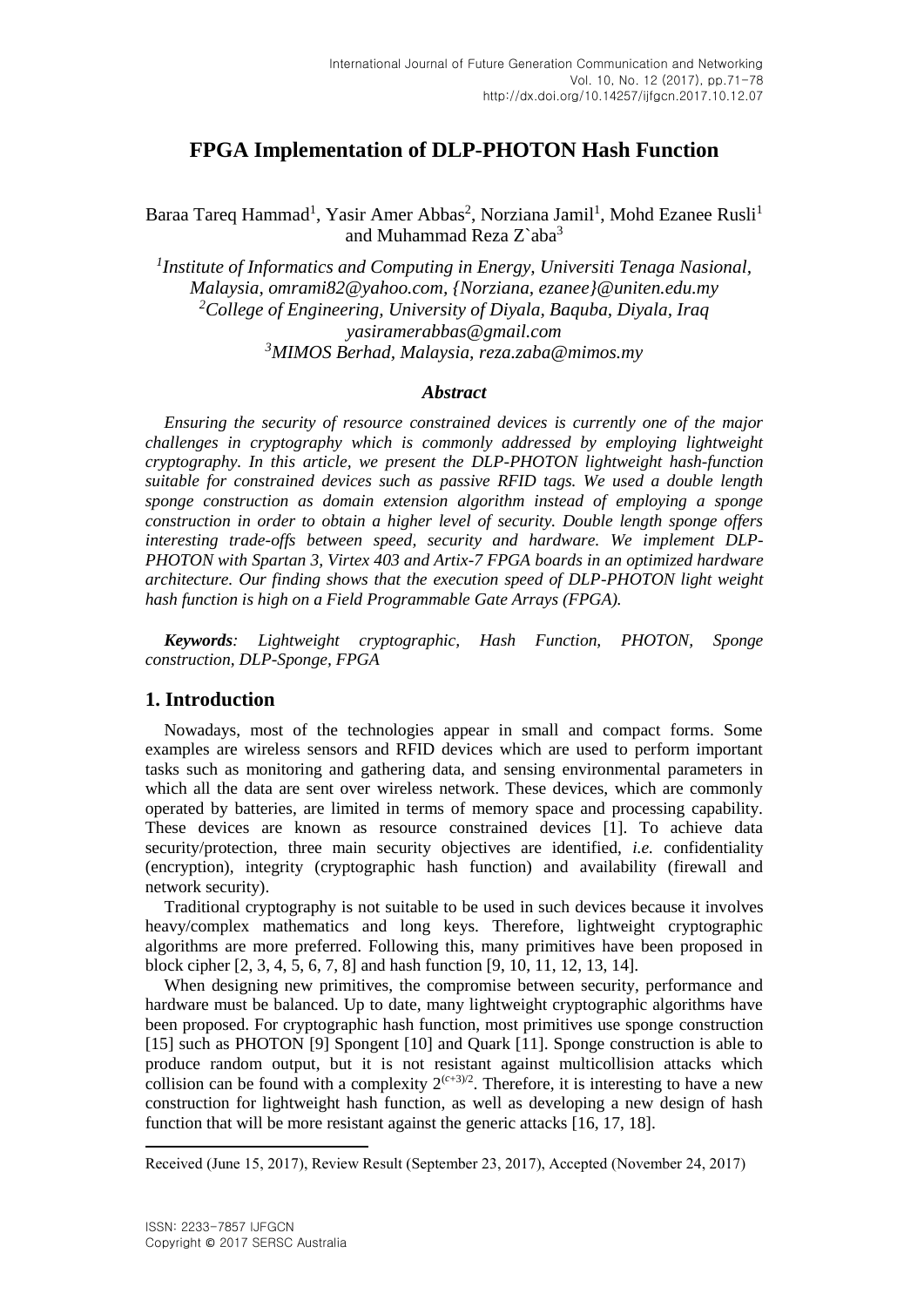# FPGA Implementation of DLP-PHOTON Hash Function

Baraa Tareq Hammad[1], Yasir Amer Abbas[2], Norziana Jamil[1], Mohd Ezanee Rusli[1] and Muhammad Reza Z`aba[3]

*[1]Institute of Informatics and Computing in Energy, Universiti Tenaga Nasional, Malaysia, omrami82@yahoo.com, {Norziana, ezanee}@uniten.edu.my*
*[2]College of Engineering, University of Diyala, Baquba, Diyala, Iraq yasiramerabbas@gmail.com*
*[3]MIMOS Berhad, Malaysia, reza.zaba@mimos.my*

### *Abstract*

*Ensuring the security of resource constrained devices is currently one of the major challenges in cryptography which is commonly addressed by employing lightweight cryptography. In this article, we present the DLP-PHOTON lightweight hash-function suitable for constrained devices such as passive RFID tags. We used a double length sponge construction as domain extension algorithm instead of employing a sponge construction in order to obtain a higher level of security. Double length sponge offers interesting trade-offs between speed, security and hardware. We implement DLP-PHOTON with Spartan 3, Virtex 403 and Artix-7 FPGA boards in an optimized hardware architecture. Our finding shows that the execution speed of DLP-PHOTON light weight hash function is high on a Field Programmable Gate Arrays (FPGA).*

***Keywords**: Lightweight cryptographic, Hash Function, PHOTON, Sponge construction, DLP-Sponge, FPGA*

## 1. Introduction

Nowadays, most of the technologies appear in small and compact forms. Some examples are wireless sensors and RFID devices which are used to perform important tasks such as monitoring and gathering data, and sensing environmental parameters in which all the data are sent over wireless network. These devices, which are commonly operated by batteries, are limited in terms of memory space and processing capability. These devices are known as resource constrained devices [1]. To achieve data security/protection, three main security objectives are identified, *i.e.* confidentiality (encryption), integrity (cryptographic hash function) and availability (firewall and network security).

Traditional cryptography is not suitable to be used in such devices because it involves heavy/complex mathematics and long keys. Therefore, lightweight cryptographic algorithms are more preferred. Following this, many primitives have been proposed in block cipher [2, 3, 4, 5, 6, 7, 8] and hash function [9, 10, 11, 12, 13, 14].

When designing new primitives, the compromise between security, performance and hardware must be balanced. Up to date, many lightweight cryptographic algorithms have been proposed. For cryptographic hash function, most primitives use sponge construction [15] such as PHOTON [9] Spongent [10] and Quark [11]. Sponge construction is able to produce random output, but it is not resistant against multicollision attacks which collision can be found with a complexity $2^{(c+3)/2}$. Therefore, it is interesting to have a new construction for lightweight hash function, as well as developing a new design of hash function that will be more resistant against the generic attacks [16, 17, 18].

Received (June 15, 2017), Review Result (September 23, 2017), Accepted (November 24, 2017)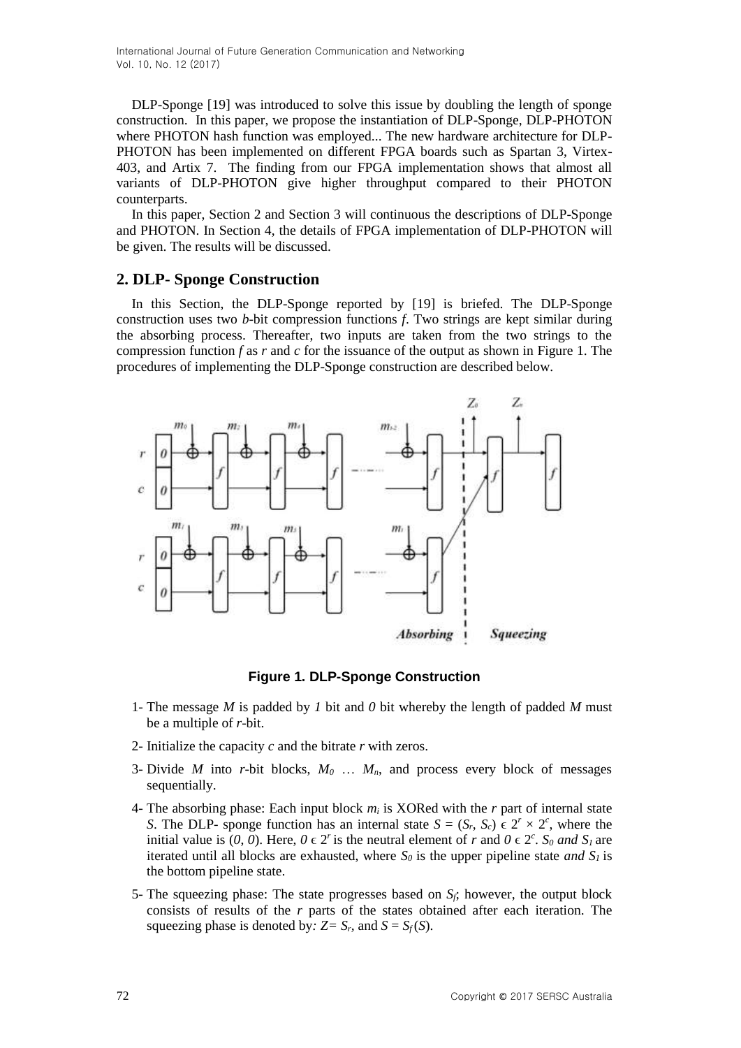DLP-Sponge [19] was introduced to solve this issue by doubling the length of sponge construction. In this paper, we propose the instantiation of DLP-Sponge, DLP-PHOTON where PHOTON hash function was employed... The new hardware architecture for DLP-PHOTON has been implemented on different FPGA boards such as Spartan 3, Virtex-403, and Artix 7. The finding from our FPGA implementation shows that almost all variants of DLP-PHOTON give higher throughput compared to their PHOTON counterparts.

In this paper, Section 2 and Section 3 will continuous the descriptions of DLP-Sponge and PHOTON. In Section 4, the details of FPGA implementation of DLP-PHOTON will be given. The results will be discussed.

## 2. DLP- Sponge Construction

In this Section, the DLP-Sponge reported by [19] is briefed. The DLP-Sponge construction uses two *b*-bit compression functions *f*. Two strings are kept similar during the absorbing process. Thereafter, two inputs are taken from the two strings to the compression function *f* as *r* and *c* for the issuance of the output as shown in Figure 1. The procedures of implementing the DLP-Sponge construction are described below.

**Figure 1. DLP-Sponge Construction**

1- The message *M* is padded by *1* bit and *0* bit whereby the length of padded *M* must be a multiple of *r*-bit.

2- Initialize the capacity *c* and the bitrate *r* with zeros.

3- Divide *M* into *r*-bit blocks, $M_0 \ldots M_n$, and process every block of messages sequentially.

4- The absorbing phase: Each input block $m_i$ is XORed with the *r* part of internal state *S*. The DLP- sponge function has an internal state $S = (S_r, S_c) \in 2^r \times 2^c$, where the initial value is $(0, 0)$. Here, $0 \in 2^r$ is the neutral element of *r* and $0 \in 2^c$. $S_0$ *and* $S_1$ are iterated until all blocks are exhausted, where $S_0$ is the upper pipeline state *and* $S_1$ is the bottom pipeline state.

5- The squeezing phase: The state progresses based on $S_f$; however, the output block consists of results of the *r* parts of the states obtained after each iteration. The squeezing phase is denoted by*:* $Z = S_r$, and $S = S_f(S)$.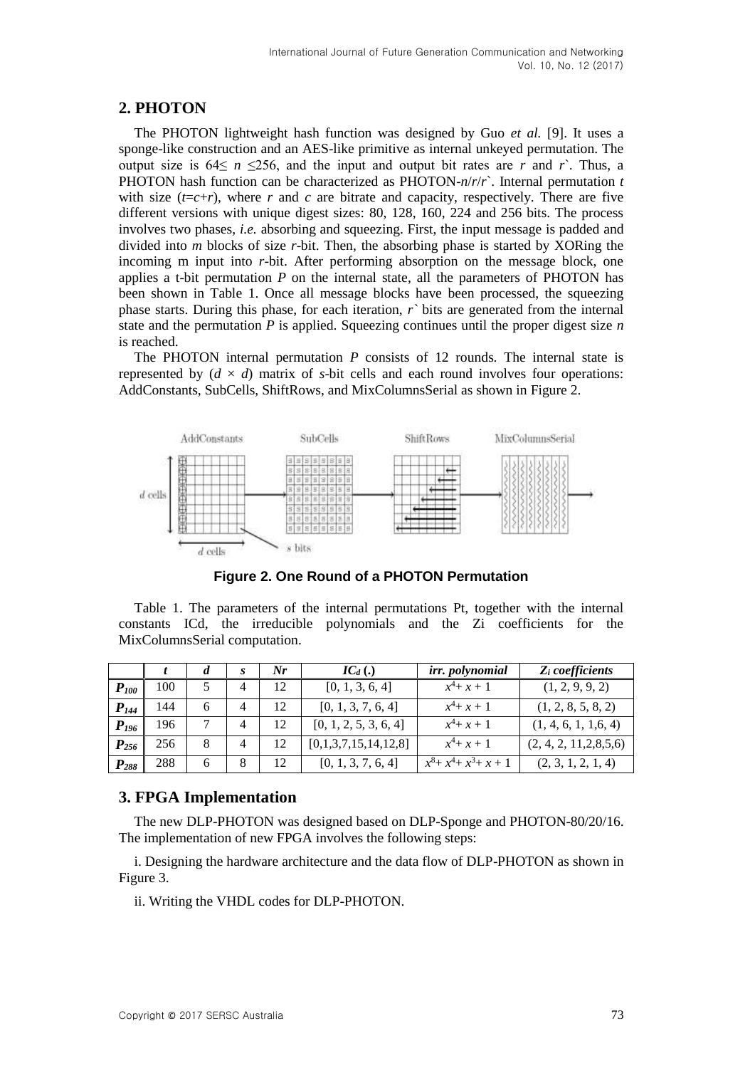## 2. PHOTON

The PHOTON lightweight hash function was designed by Guo *et al.* [9]. It uses a sponge-like construction and an AES-like primitive as internal unkeyed permutation. The output size is $64 \leq n \leq 256$, and the input and output bit rates are $r$ and $r`$. Thus, a PHOTON hash function can be characterized as PHOTON-$n/r/r`$. Internal permutation $t$ with size ($t=c+r$), where $r$ and $c$ are bitrate and capacity, respectively. There are five different versions with unique digest sizes: 80, 128, 160, 224 and 256 bits. The process involves two phases, *i.e.* absorbing and squeezing. First, the input message is padded and divided into $m$ blocks of size $r$-bit. Then, the absorbing phase is started by XORing the incoming m input into $r$-bit. After performing absorption on the message block, one applies a t-bit permutation $P$ on the internal state, all the parameters of PHOTON has been shown in Table 1. Once all message blocks have been processed, the squeezing phase starts. During this phase, for each iteration, $r`$ bits are generated from the internal state and the permutation $P$ is applied. Squeezing continues until the proper digest size $n$ is reached.

The PHOTON internal permutation $P$ consists of 12 rounds. The internal state is represented by ($d \times d$) matrix of $s$-bit cells and each round involves four operations: AddConstants, SubCells, ShiftRows, and MixColumnsSerial as shown in Figure 2.

**Figure 2. One Round of a PHOTON Permutation**

Table 1. The parameters of the internal permutations Pt, together with the internal constants ICd, the irreducible polynomials and the Zi coefficients for the MixColumnsSerial computation.

| | *t* | *d* | *s* | *Nr* | $IC_d$ (.) | *irr. polynomial* | $Z_i$ *coefficients* |
|---|---|---|---|---|---|---|---|
| $P_{100}$ | 100 | 5 | 4 | 12 | [0, 1, 3, 6, 4] | $x^4+x+1$ | (1, 2, 9, 9, 2) |
| $P_{144}$ | 144 | 6 | 4 | 12 | [0, 1, 3, 7, 6, 4] | $x^4+x+1$ | (1, 2, 8, 5, 8, 2) |
| $P_{196}$ | 196 | 7 | 4 | 12 | [0, 1, 2, 5, 3, 6, 4] | $x^4+x+1$ | (1, 4, 6, 1, 1,6, 4) |
| $P_{256}$ | 256 | 8 | 4 | 12 | [0,1,3,7,15,14,12,8] | $x^4+x+1$ | (2, 4, 2, 11,2,8,5,6) |
| $P_{288}$ | 288 | 6 | 8 | 12 | [0, 1, 3, 7, 6, 4] | $x^8+x^4+x^3+x+1$ | (2, 3, 1, 2, 1, 4) |

## 3. FPGA Implementation

The new DLP-PHOTON was designed based on DLP-Sponge and PHOTON-80/20/16. The implementation of new FPGA involves the following steps:

i. Designing the hardware architecture and the data flow of DLP-PHOTON as shown in Figure 3.

ii. Writing the VHDL codes for DLP-PHOTON.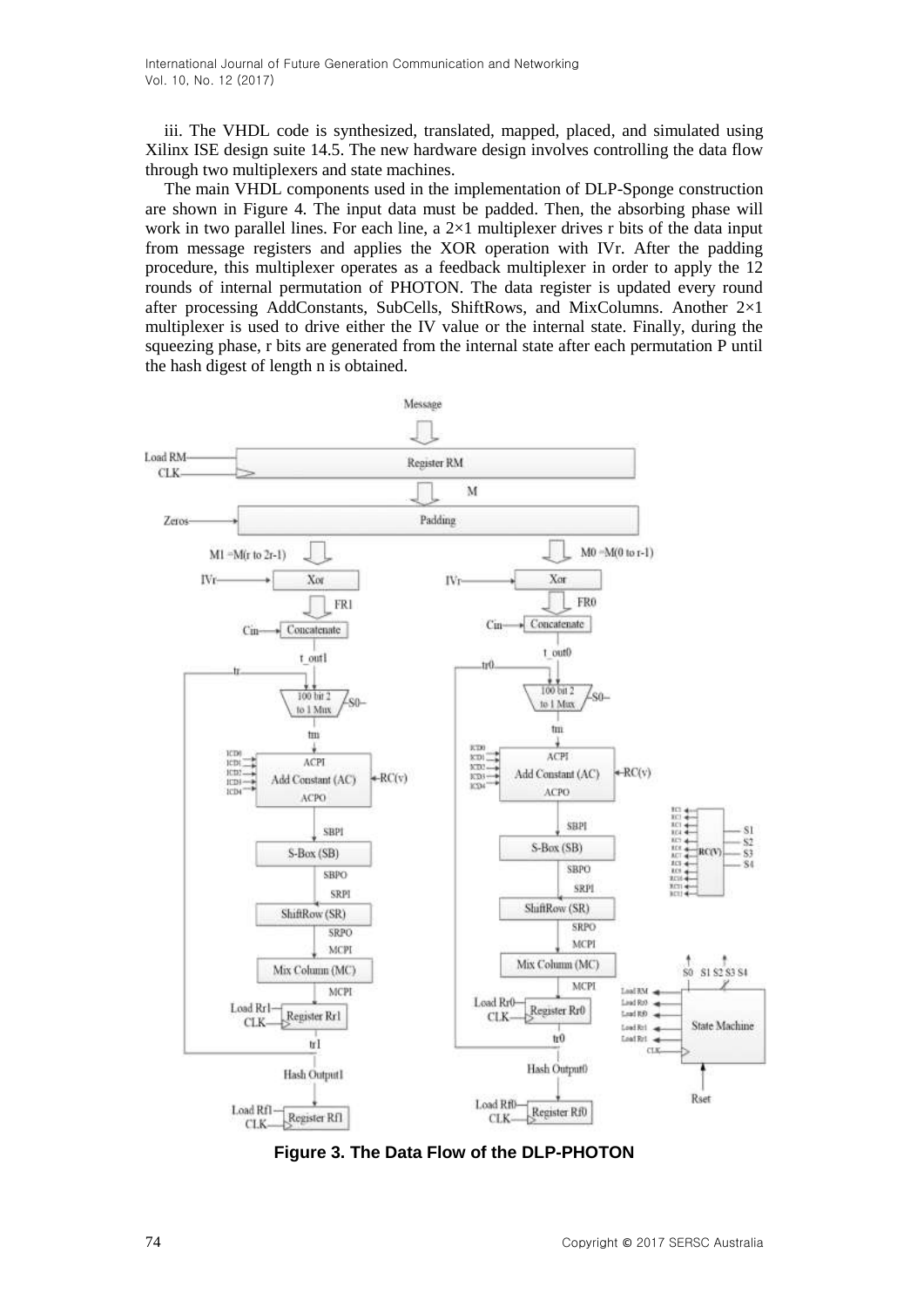iii. The VHDL code is synthesized, translated, mapped, placed, and simulated using Xilinx ISE design suite 14.5. The new hardware design involves controlling the data flow through two multiplexers and state machines.

The main VHDL components used in the implementation of DLP-Sponge construction are shown in Figure 4. The input data must be padded. Then, the absorbing phase will work in two parallel lines. For each line, a 2×1 multiplexer drives r bits of the data input from message registers and applies the XOR operation with IVr. After the padding procedure, this multiplexer operates as a feedback multiplexer in order to apply the 12 rounds of internal permutation of PHOTON. The data register is updated every round after processing AddConstants, SubCells, ShiftRows, and MixColumns. Another 2×1 multiplexer is used to drive either the IV value or the internal state. Finally, during the squeezing phase, r bits are generated from the internal state after each permutation P until the hash digest of length n is obtained.

**Figure 3. The Data Flow of the DLP-PHOTON**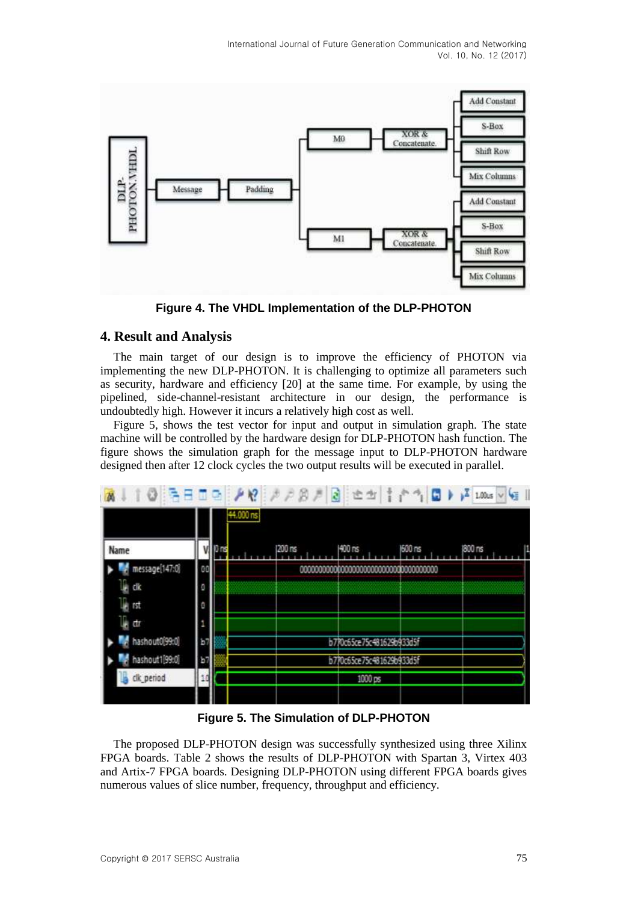**Figure 4. The VHDL Implementation of the DLP-PHOTON**

## 4. Result and Analysis

The main target of our design is to improve the efficiency of PHOTON via implementing the new DLP-PHOTON. It is challenging to optimize all parameters such as security, hardware and efficiency [20] at the same time. For example, by using the pipelined, side-channel-resistant architecture in our design, the performance is undoubtedly high. However it incurs a relatively high cost as well.

Figure 5, shows the test vector for input and output in simulation graph. The state machine will be controlled by the hardware design for DLP-PHOTON hash function. The figure shows the simulation graph for the message input to DLP-PHOTON hardware designed then after 12 clock cycles the two output results will be executed in parallel.

**Figure 5. The Simulation of DLP-PHOTON**

The proposed DLP-PHOTON design was successfully synthesized using three Xilinx FPGA boards. Table 2 shows the results of DLP-PHOTON with Spartan 3, Virtex 403 and Artix-7 FPGA boards. Designing DLP-PHOTON using different FPGA boards gives numerous values of slice number, frequency, throughput and efficiency.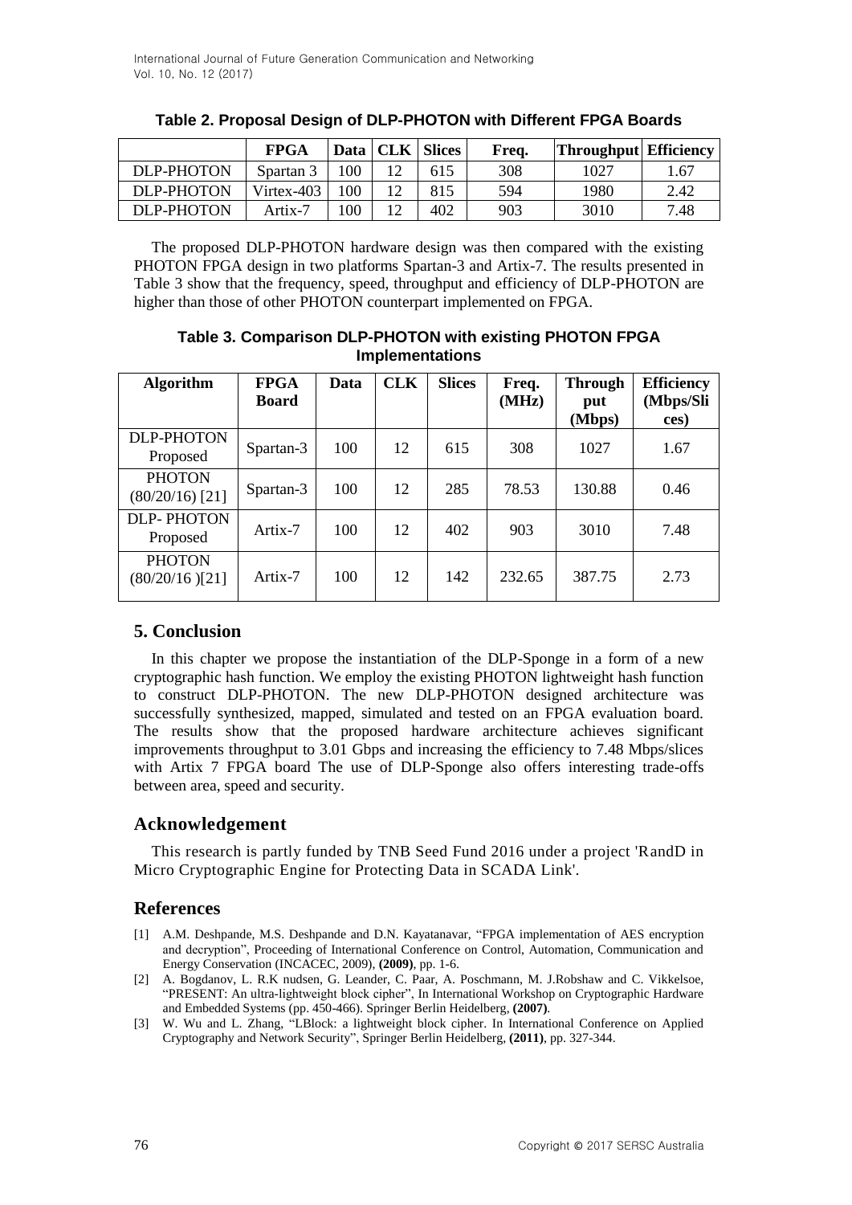**Table 2. Proposal Design of DLP-PHOTON with Different FPGA Boards**

| | FPGA | Data | CLK | Slices | Freq. | Throughput | Efficiency |
|---|---|---|---|---|---|---|---|
| DLP-PHOTON | Spartan 3 | 100 | 12 | 615 | 308 | 1027 | 1.67 |
| DLP-PHOTON | Virtex-403 | 100 | 12 | 815 | 594 | 1980 | 2.42 |
| DLP-PHOTON | Artix-7 | 100 | 12 | 402 | 903 | 3010 | 7.48 |

The proposed DLP-PHOTON hardware design was then compared with the existing PHOTON FPGA design in two platforms Spartan-3 and Artix-7. The results presented in Table 3 show that the frequency, speed, throughput and efficiency of DLP-PHOTON are higher than those of other PHOTON counterpart implemented on FPGA.

**Table 3. Comparison DLP-PHOTON with existing PHOTON FPGA Implementations**

| Algorithm | FPGA Board | Data | CLK | Slices | Freq. (MHz) | Throughput (Mbps) | Efficiency (Mbps/Slices) |
|---|---|---|---|---|---|---|---|
| DLP-PHOTON Proposed | Spartan-3 | 100 | 12 | 615 | 308 | 1027 | 1.67 |
| PHOTON (80/20/16) [21] | Spartan-3 | 100 | 12 | 285 | 78.53 | 130.88 | 0.46 |
| DLP- PHOTON Proposed | Artix-7 | 100 | 12 | 402 | 903 | 3010 | 7.48 |
| PHOTON (80/20/16 )[21] | Artix-7 | 100 | 12 | 142 | 232.65 | 387.75 | 2.73 |

## 5. Conclusion

In this chapter we propose the instantiation of the DLP-Sponge in a form of a new cryptographic hash function. We employ the existing PHOTON lightweight hash function to construct DLP-PHOTON. The new DLP-PHOTON designed architecture was successfully synthesized, mapped, simulated and tested on an FPGA evaluation board. The results show that the proposed hardware architecture achieves significant improvements throughput to 3.01 Gbps and increasing the efficiency to 7.48 Mbps/slices with Artix 7 FPGA board The use of DLP-Sponge also offers interesting trade-offs between area, speed and security.

## Acknowledgement

This research is partly funded by TNB Seed Fund 2016 under a project 'RandD in Micro Cryptographic Engine for Protecting Data in SCADA Link'.

## References

[1] A.M. Deshpande, M.S. Deshpande and D.N. Kayatanavar, "FPGA implementation of AES encryption and decryption", Proceeding of International Conference on Control, Automation, Communication and Energy Conservation (INCACEC, 2009), **(2009)**, pp. 1-6.

[2] A. Bogdanov, L. R.K nudsen, G. Leander, C. Paar, A. Poschmann, M. J.Robshaw and C. Vikkelsoe, "PRESENT: An ultra-lightweight block cipher", In International Workshop on Cryptographic Hardware and Embedded Systems (pp. 450-466). Springer Berlin Heidelberg, **(2007)**.

[3] W. Wu and L. Zhang, "LBlock: a lightweight block cipher. In International Conference on Applied Cryptography and Network Security", Springer Berlin Heidelberg, **(2011)**, pp. 327-344.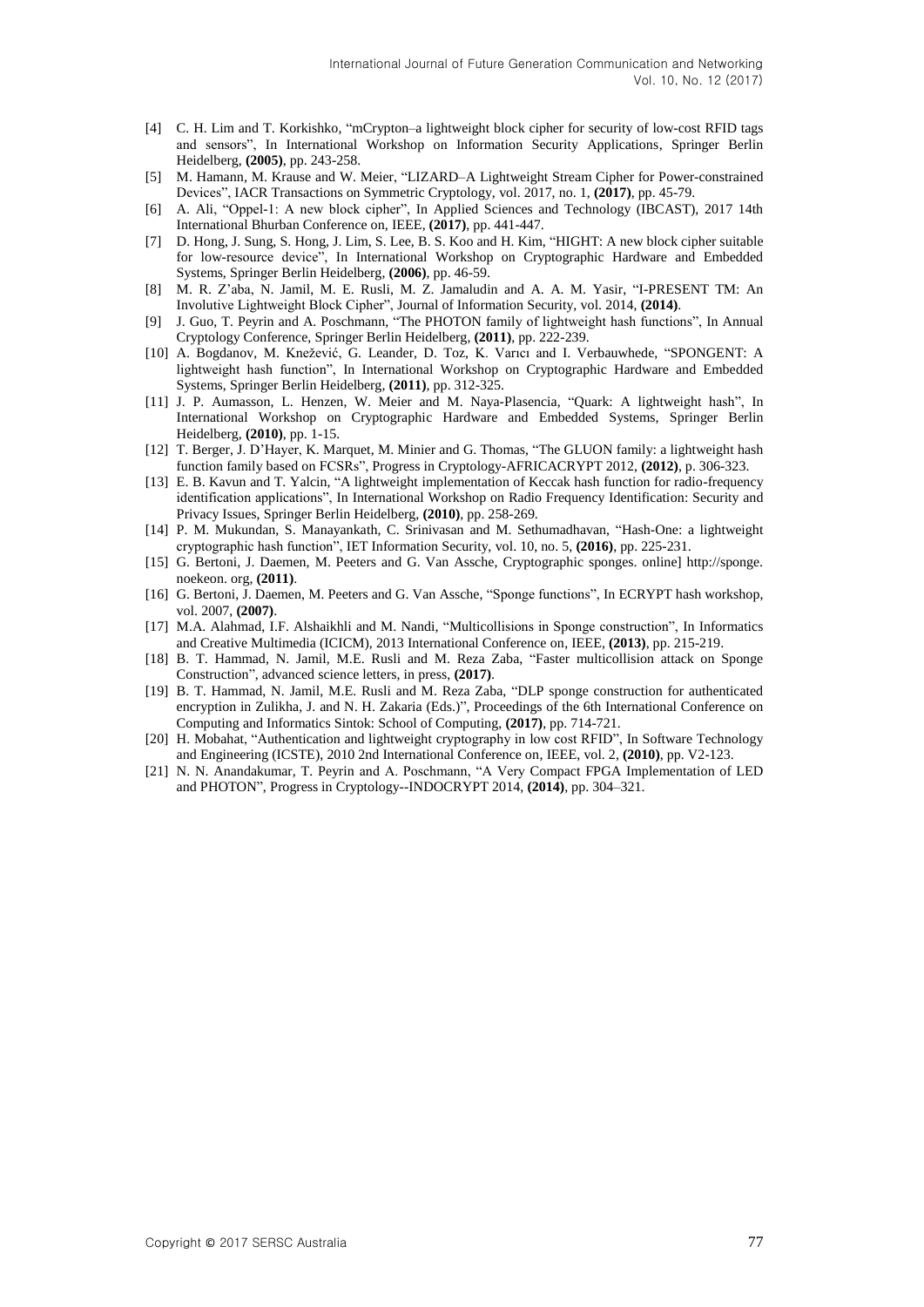[4] C. H. Lim and T. Korkishko, "mCrypton–a lightweight block cipher for security of low-cost RFID tags and sensors", In International Workshop on Information Security Applications, Springer Berlin Heidelberg, **(2005)**, pp. 243-258.

[5] M. Hamann, M. Krause and W. Meier, "LIZARD–A Lightweight Stream Cipher for Power-constrained Devices", IACR Transactions on Symmetric Cryptology, vol. 2017, no. 1, **(2017)**, pp. 45-79.

[6] A. Ali, "Oppel-1: A new block cipher", In Applied Sciences and Technology (IBCAST), 2017 14th International Bhurban Conference on, IEEE, **(2017)**, pp. 441-447.

[7] D. Hong, J. Sung, S. Hong, J. Lim, S. Lee, B. S. Koo and H. Kim, "HIGHT: A new block cipher suitable for low-resource device", In International Workshop on Cryptographic Hardware and Embedded Systems, Springer Berlin Heidelberg, **(2006)**, pp. 46-59.

[8] M. R. Z'aba, N. Jamil, M. E. Rusli, M. Z. Jamaludin and A. A. M. Yasir, "I-PRESENT TM: An Involutive Lightweight Block Cipher", Journal of Information Security, vol. 2014, **(2014)**.

[9] J. Guo, T. Peyrin and A. Poschmann, "The PHOTON family of lightweight hash functions", In Annual Cryptology Conference, Springer Berlin Heidelberg, **(2011)**, pp. 222-239.

[10] A. Bogdanov, M. Knežević, G. Leander, D. Toz, K. Varıcı and I. Verbauwhede, "SPONGENT: A lightweight hash function", In International Workshop on Cryptographic Hardware and Embedded Systems, Springer Berlin Heidelberg, **(2011)**, pp. 312-325.

[11] J. P. Aumasson, L. Henzen, W. Meier and M. Naya-Plasencia, "Quark: A lightweight hash", In International Workshop on Cryptographic Hardware and Embedded Systems, Springer Berlin Heidelberg, **(2010)**, pp. 1-15.

[12] T. Berger, J. D'Hayer, K. Marquet, M. Minier and G. Thomas, "The GLUON family: a lightweight hash function family based on FCSRs", Progress in Cryptology-AFRICACRYPT 2012, **(2012)**, p. 306-323.

[13] E. B. Kavun and T. Yalcin, "A lightweight implementation of Keccak hash function for radio-frequency identification applications", In International Workshop on Radio Frequency Identification: Security and Privacy Issues, Springer Berlin Heidelberg, **(2010)**, pp. 258-269.

[14] P. M. Mukundan, S. Manayankath, C. Srinivasan and M. Sethumadhavan, "Hash-One: a lightweight cryptographic hash function", IET Information Security, vol. 10, no. 5, **(2016)**, pp. 225-231.

[15] G. Bertoni, J. Daemen, M. Peeters and G. Van Assche, Cryptographic sponges. online] http://sponge. noekeon. org, **(2011)**.

[16] G. Bertoni, J. Daemen, M. Peeters and G. Van Assche, "Sponge functions", In ECRYPT hash workshop, vol. 2007, **(2007)**.

[17] M.A. Alahmad, I.F. Alshaikhli and M. Nandi, "Multicollisions in Sponge construction", In Informatics and Creative Multimedia (ICICM), 2013 International Conference on, IEEE, **(2013)**, pp. 215-219.

[18] B. T. Hammad, N. Jamil, M.E. Rusli and M. Reza Zaba, "Faster multicollision attack on Sponge Construction", advanced science letters, in press, **(2017)**.

[19] B. T. Hammad, N. Jamil, M.E. Rusli and M. Reza Zaba, "DLP sponge construction for authenticated encryption in Zulikha, J. and N. H. Zakaria (Eds.)", Proceedings of the 6th International Conference on Computing and Informatics Sintok: School of Computing, **(2017)**, pp. 714-721.

[20] H. Mobahat, "Authentication and lightweight cryptography in low cost RFID", In Software Technology and Engineering (ICSTE), 2010 2nd International Conference on, IEEE, vol. 2, **(2010)**, pp. V2-123.

[21] N. N. Anandakumar, T. Peyrin and A. Poschmann, "A Very Compact FPGA Implementation of LED and PHOTON", Progress in Cryptology--INDOCRYPT 2014, **(2014)**, pp. 304–321.